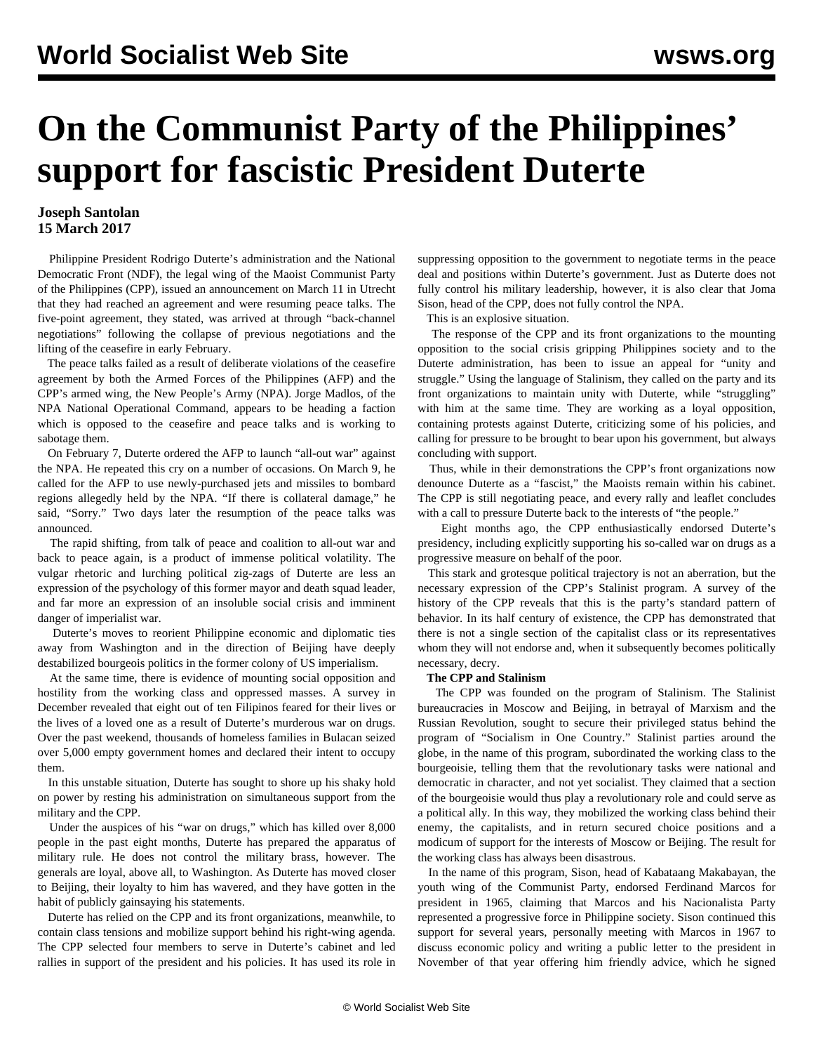# On the Communist Party of the Philippines' support for fascistic President Duterte

**Joseph Santolan**
**15 March 2017**

Philippine President Rodrigo Duterte's administration and the National Democratic Front (NDF), the legal wing of the Maoist Communist Party of the Philippines (CPP), issued an announcement on March 11 in Utrecht that they had reached an agreement and were resuming peace talks. The five-point agreement, they stated, was arrived at through "back-channel negotiations" following the collapse of previous negotiations and the lifting of the ceasefire in early February.

The peace talks failed as a result of deliberate violations of the ceasefire agreement by both the Armed Forces of the Philippines (AFP) and the CPP's armed wing, the New People's Army (NPA). Jorge Madlos, of the NPA National Operational Command, appears to be heading a faction which is opposed to the ceasefire and peace talks and is working to sabotage them.

On February 7, Duterte ordered the AFP to launch "all-out war" against the NPA. He repeated this cry on a number of occasions. On March 9, he called for the AFP to use newly-purchased jets and missiles to bombard regions allegedly held by the NPA. "If there is collateral damage," he said, "Sorry." Two days later the resumption of the peace talks was announced.

The rapid shifting, from talk of peace and coalition to all-out war and back to peace again, is a product of immense political volatility. The vulgar rhetoric and lurching political zig-zags of Duterte are less an expression of the psychology of this former mayor and death squad leader, and far more an expression of an insoluble social crisis and imminent danger of imperialist war.

Duterte's moves to reorient Philippine economic and diplomatic ties away from Washington and in the direction of Beijing have deeply destabilized bourgeois politics in the former colony of US imperialism.

At the same time, there is evidence of mounting social opposition and hostility from the working class and oppressed masses. A survey in December revealed that eight out of ten Filipinos feared for their lives or the lives of a loved one as a result of Duterte's murderous war on drugs. Over the past weekend, thousands of homeless families in Bulacan seized over 5,000 empty government homes and declared their intent to occupy them.

In this unstable situation, Duterte has sought to shore up his shaky hold on power by resting his administration on simultaneous support from the military and the CPP.

Under the auspices of his "war on drugs," which has killed over 8,000 people in the past eight months, Duterte has prepared the apparatus of military rule. He does not control the military brass, however. The generals are loyal, above all, to Washington. As Duterte has moved closer to Beijing, their loyalty to him has wavered, and they have gotten in the habit of publicly gainsaying his statements.

Duterte has relied on the CPP and its front organizations, meanwhile, to contain class tensions and mobilize support behind his right-wing agenda. The CPP selected four members to serve in Duterte's cabinet and led rallies in support of the president and his policies. It has used its role in suppressing opposition to the government to negotiate terms in the peace deal and positions within Duterte's government. Just as Duterte does not fully control his military leadership, however, it is also clear that Joma Sison, head of the CPP, does not fully control the NPA.

This is an explosive situation.

The response of the CPP and its front organizations to the mounting opposition to the social crisis gripping Philippines society and to the Duterte administration, has been to issue an appeal for "unity and struggle." Using the language of Stalinism, they called on the party and its front organizations to maintain unity with Duterte, while "struggling" with him at the same time. They are working as a loyal opposition, containing protests against Duterte, criticizing some of his policies, and calling for pressure to be brought to bear upon his government, but always concluding with support.

Thus, while in their demonstrations the CPP's front organizations now denounce Duterte as a "fascist," the Maoists remain within his cabinet. The CPP is still negotiating peace, and every rally and leaflet concludes with a call to pressure Duterte back to the interests of "the people."

Eight months ago, the CPP enthusiastically endorsed Duterte's presidency, including explicitly supporting his so-called war on drugs as a progressive measure on behalf of the poor.

This stark and grotesque political trajectory is not an aberration, but the necessary expression of the CPP's Stalinist program. A survey of the history of the CPP reveals that this is the party's standard pattern of behavior. In its half century of existence, the CPP has demonstrated that there is not a single section of the capitalist class or its representatives whom they will not endorse and, when it subsequently becomes politically necessary, decry.

**The CPP and Stalinism**

The CPP was founded on the program of Stalinism. The Stalinist bureaucracies in Moscow and Beijing, in betrayal of Marxism and the Russian Revolution, sought to secure their privileged status behind the program of "Socialism in One Country." Stalinist parties around the globe, in the name of this program, subordinated the working class to the bourgeoisie, telling them that the revolutionary tasks were national and democratic in character, and not yet socialist. They claimed that a section of the bourgeoisie would thus play a revolutionary role and could serve as a political ally. In this way, they mobilized the working class behind their enemy, the capitalists, and in return secured choice positions and a modicum of support for the interests of Moscow or Beijing. The result for the working class has always been disastrous.

In the name of this program, Sison, head of Kabataang Makabayan, the youth wing of the Communist Party, endorsed Ferdinand Marcos for president in 1965, claiming that Marcos and his Nacionalista Party represented a progressive force in Philippine society. Sison continued this support for several years, personally meeting with Marcos in 1967 to discuss economic policy and writing a public letter to the president in November of that year offering him friendly advice, which he signed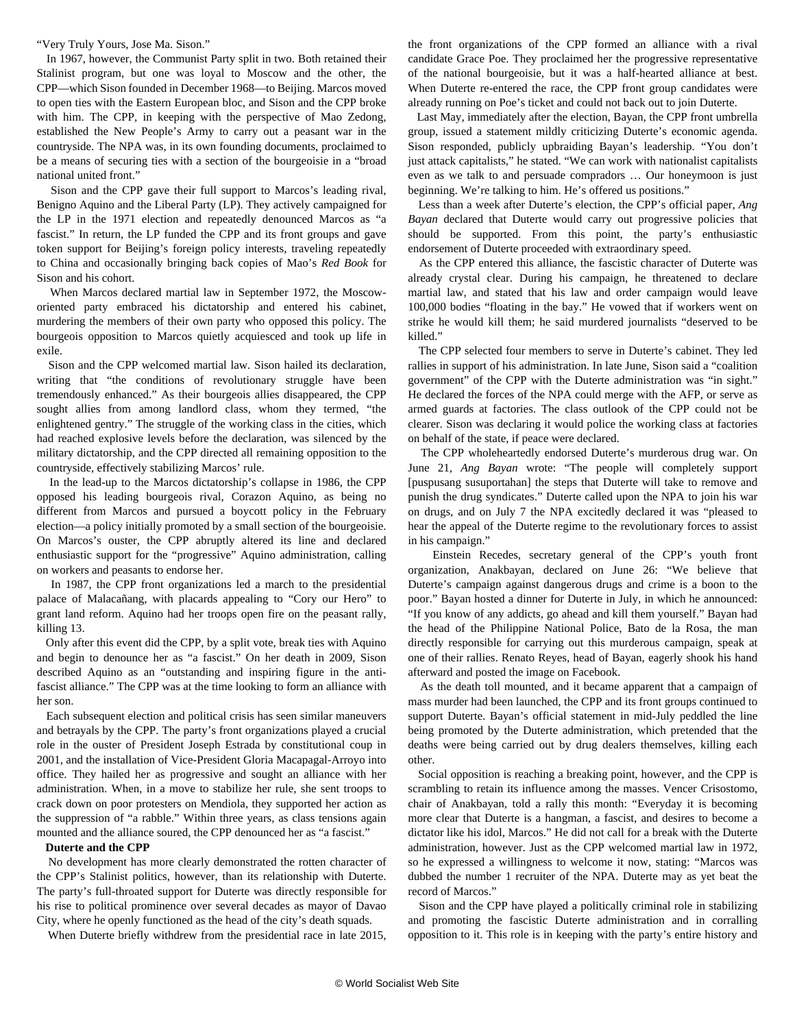"Very Truly Yours, Jose Ma. Sison."

In 1967, however, the Communist Party split in two. Both retained their Stalinist program, but one was loyal to Moscow and the other, the CPP—which Sison founded in December 1968—to Beijing. Marcos moved to open ties with the Eastern European bloc, and Sison and the CPP broke with him. The CPP, in keeping with the perspective of Mao Zedong, established the New People's Army to carry out a peasant war in the countryside. The NPA was, in its own founding documents, proclaimed to be a means of securing ties with a section of the bourgeoisie in a "broad national united front."

Sison and the CPP gave their full support to Marcos's leading rival, Benigno Aquino and the Liberal Party (LP). They actively campaigned for the LP in the 1971 election and repeatedly denounced Marcos as "a fascist." In return, the LP funded the CPP and its front groups and gave token support for Beijing's foreign policy interests, traveling repeatedly to China and occasionally bringing back copies of Mao's *Red Book* for Sison and his cohort.

When Marcos declared martial law in September 1972, the Moscow-oriented party embraced his dictatorship and entered his cabinet, murdering the members of their own party who opposed this policy. The bourgeois opposition to Marcos quietly acquiesced and took up life in exile.

Sison and the CPP welcomed martial law. Sison hailed its declaration, writing that "the conditions of revolutionary struggle have been tremendously enhanced." As their bourgeois allies disappeared, the CPP sought allies from among landlord class, whom they termed, "the enlightened gentry." The struggle of the working class in the cities, which had reached explosive levels before the declaration, was silenced by the military dictatorship, and the CPP directed all remaining opposition to the countryside, effectively stabilizing Marcos' rule.

In the lead-up to the Marcos dictatorship's collapse in 1986, the CPP opposed his leading bourgeois rival, Corazon Aquino, as being no different from Marcos and pursued a boycott policy in the February election—a policy initially promoted by a small section of the bourgeoisie. On Marcos's ouster, the CPP abruptly altered its line and declared enthusiastic support for the "progressive" Aquino administration, calling on workers and peasants to endorse her.

In 1987, the CPP front organizations led a march to the presidential palace of Malacañang, with placards appealing to "Cory our Hero" to grant land reform. Aquino had her troops open fire on the peasant rally, killing 13.

Only after this event did the CPP, by a split vote, break ties with Aquino and begin to denounce her as "a fascist." On her death in 2009, Sison described Aquino as an "outstanding and inspiring figure in the anti-fascist alliance." The CPP was at the time looking to form an alliance with her son.

Each subsequent election and political crisis has seen similar maneuvers and betrayals by the CPP. The party's front organizations played a crucial role in the ouster of President Joseph Estrada by constitutional coup in 2001, and the installation of Vice-President Gloria Macapagal-Arroyo into office. They hailed her as progressive and sought an alliance with her administration. When, in a move to stabilize her rule, she sent troops to crack down on poor protesters on Mendiola, they supported her action as the suppression of "a rabble." Within three years, as class tensions again mounted and the alliance soured, the CPP denounced her as "a fascist."

**Duterte and the CPP**

No development has more clearly demonstrated the rotten character of the CPP's Stalinist politics, however, than its relationship with Duterte. The party's full-throated support for Duterte was directly responsible for his rise to political prominence over several decades as mayor of Davao City, where he openly functioned as the head of the city's death squads.

When Duterte briefly withdrew from the presidential race in late 2015, the front organizations of the CPP formed an alliance with a rival candidate Grace Poe. They proclaimed her the progressive representative of the national bourgeoisie, but it was a half-hearted alliance at best. When Duterte re-entered the race, the CPP front group candidates were already running on Poe's ticket and could not back out to join Duterte.

Last May, immediately after the election, Bayan, the CPP front umbrella group, issued a statement mildly criticizing Duterte's economic agenda. Sison responded, publicly upbraiding Bayan's leadership. "You don't just attack capitalists," he stated. "We can work with nationalist capitalists even as we talk to and persuade compradors … Our honeymoon is just beginning. We're talking to him. He's offered us positions."

Less than a week after Duterte's election, the CPP's official paper, *Ang Bayan* declared that Duterte would carry out progressive policies that should be supported. From this point, the party's enthusiastic endorsement of Duterte proceeded with extraordinary speed.

As the CPP entered this alliance, the fascistic character of Duterte was already crystal clear. During his campaign, he threatened to declare martial law, and stated that his law and order campaign would leave 100,000 bodies "floating in the bay." He vowed that if workers went on strike he would kill them; he said murdered journalists "deserved to be killed."

The CPP selected four members to serve in Duterte's cabinet. They led rallies in support of his administration. In late June, Sison said a "coalition government" of the CPP with the Duterte administration was "in sight." He declared the forces of the NPA could merge with the AFP, or serve as armed guards at factories. The class outlook of the CPP could not be clearer. Sison was declaring it would police the working class at factories on behalf of the state, if peace were declared.

The CPP wholeheartedly endorsed Duterte's murderous drug war. On June 21, *Ang Bayan* wrote: "The people will completely support [puspusang susuportahan] the steps that Duterte will take to remove and punish the drug syndicates." Duterte called upon the NPA to join his war on drugs, and on July 7 the NPA excitedly declared it was "pleased to hear the appeal of the Duterte regime to the revolutionary forces to assist in his campaign."

Einstein Recedes, secretary general of the CPP's youth front organization, Anakbayan, declared on June 26: "We believe that Duterte's campaign against dangerous drugs and crime is a boon to the poor." Bayan hosted a dinner for Duterte in July, in which he announced: "If you know of any addicts, go ahead and kill them yourself." Bayan had the head of the Philippine National Police, Bato de la Rosa, the man directly responsible for carrying out this murderous campaign, speak at one of their rallies. Renato Reyes, head of Bayan, eagerly shook his hand afterward and posted the image on Facebook.

As the death toll mounted, and it became apparent that a campaign of mass murder had been launched, the CPP and its front groups continued to support Duterte. Bayan's official statement in mid-July peddled the line being promoted by the Duterte administration, which pretended that the deaths were being carried out by drug dealers themselves, killing each other.

Social opposition is reaching a breaking point, however, and the CPP is scrambling to retain its influence among the masses. Vencer Crisostomo, chair of Anakbayan, told a rally this month: "Everyday it is becoming more clear that Duterte is a hangman, a fascist, and desires to become a dictator like his idol, Marcos." He did not call for a break with the Duterte administration, however. Just as the CPP welcomed martial law in 1972, so he expressed a willingness to welcome it now, stating: "Marcos was dubbed the number 1 recruiter of the NPA. Duterte may as yet beat the record of Marcos."

Sison and the CPP have played a politically criminal role in stabilizing and promoting the fascistic Duterte administration and in corralling opposition to it. This role is in keeping with the party's entire history and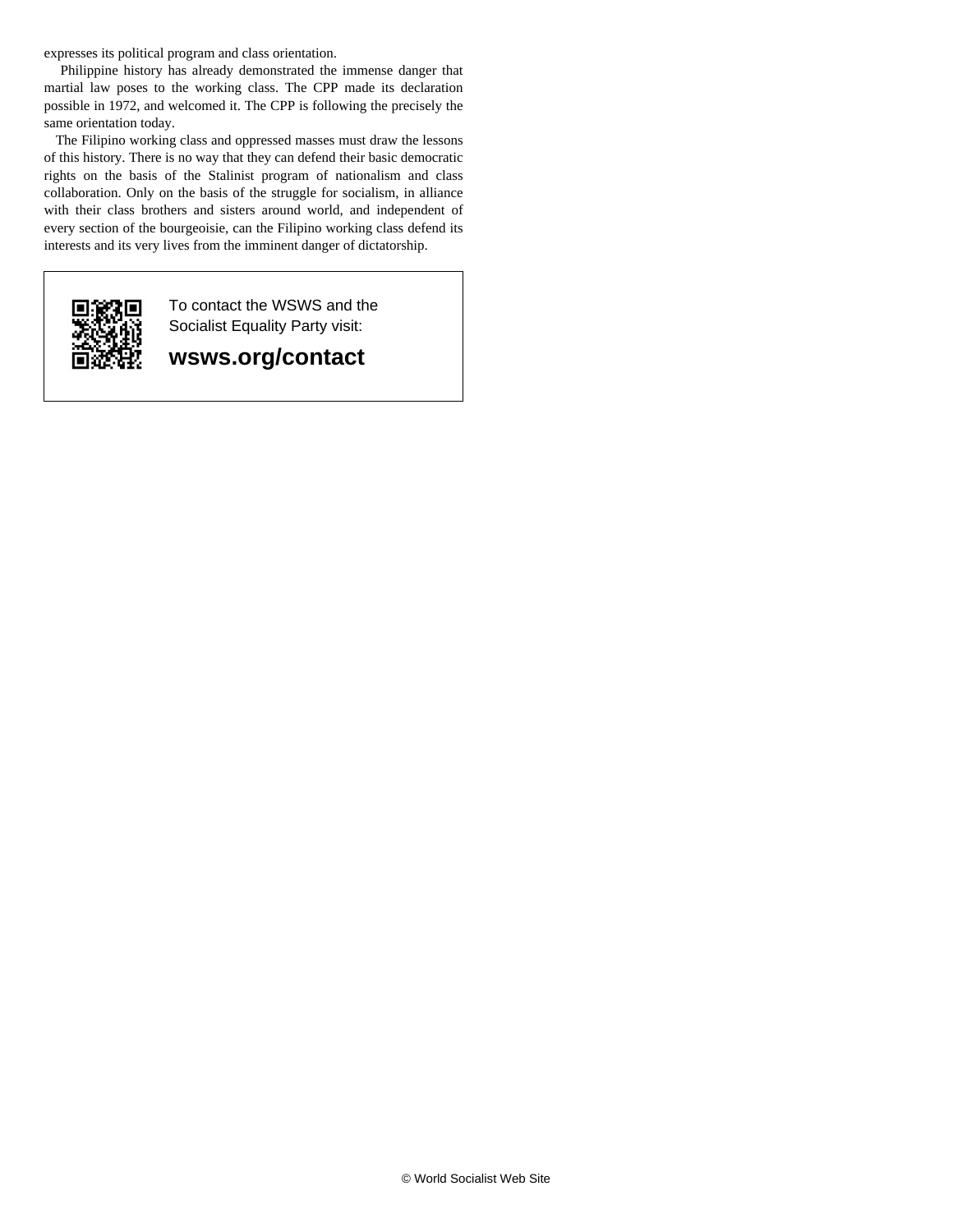expresses its political program and class orientation.

Philippine history has already demonstrated the immense danger that martial law poses to the working class. The CPP made its declaration possible in 1972, and welcomed it. The CPP is following the precisely the same orientation today.

The Filipino working class and oppressed masses must draw the lessons of this history. There is no way that they can defend their basic democratic rights on the basis of the Stalinist program of nationalism and class collaboration. Only on the basis of the struggle for socialism, in alliance with their class brothers and sisters around world, and independent of every section of the bourgeoisie, can the Filipino working class defend its interests and its very lives from the imminent danger of dictatorship.

To contact the WSWS and the Socialist Equality Party visit:

**wsws.org/contact**